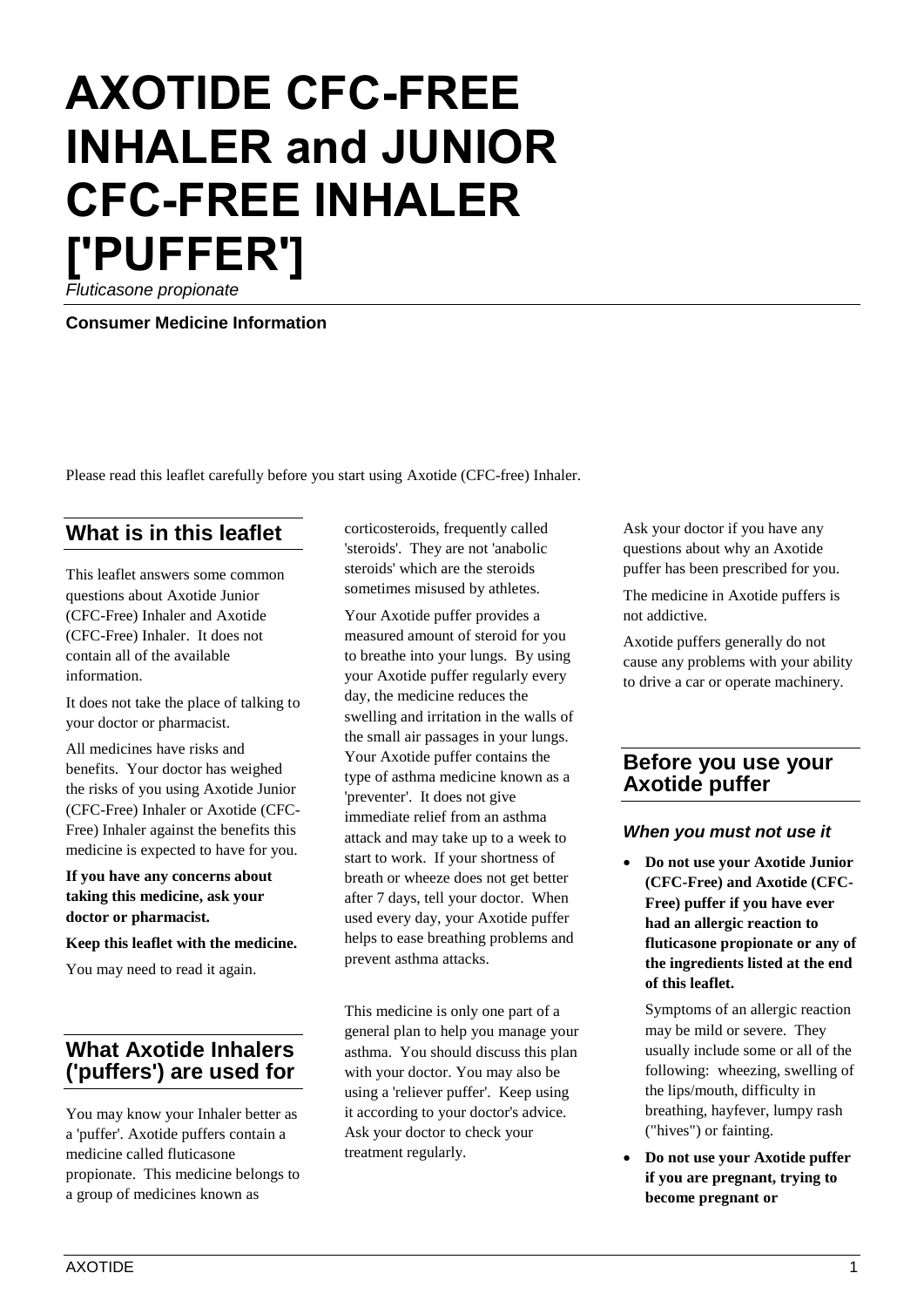# AXOTIDE CFC-FREE INHALER and JUNIOR CFC-FREE INHALER ['PUFFER']

*Fluticasone propionate*

**Consumer Medicine Information**

Please read this leaflet carefully before you start using Axotide (CFC-free) Inhaler.

## What is in this leaflet

This leaflet answers some common questions about Axotide Junior (CFC-Free) Inhaler and Axotide (CFC-Free) Inhaler. It does not contain all of the available information.

It does not take the place of talking to your doctor or pharmacist.

All medicines have risks and benefits. Your doctor has weighed the risks of you using Axotide Junior (CFC-Free) Inhaler or Axotide (CFC-Free) Inhaler against the benefits this medicine is expected to have for you.

**If you have any concerns about taking this medicine, ask your doctor or pharmacist.**

**Keep this leaflet with the medicine.**

You may need to read it again.

## What Axotide Inhalers ('puffers') are used for

You may know your Inhaler better as a 'puffer'. Axotide puffers contain a medicine called fluticasone propionate. This medicine belongs to a group of medicines known as corticosteroids, frequently called 'steroids'. They are not 'anabolic steroids' which are the steroids sometimes misused by athletes.

Your Axotide puffer provides a measured amount of steroid for you to breathe into your lungs. By using your Axotide puffer regularly every day, the medicine reduces the swelling and irritation in the walls of the small air passages in your lungs. Your Axotide puffer contains the type of asthma medicine known as a 'preventer'. It does not give immediate relief from an asthma attack and may take up to a week to start to work. If your shortness of breath or wheeze does not get better after 7 days, tell your doctor. When used every day, your Axotide puffer helps to ease breathing problems and prevent asthma attacks.

This medicine is only one part of a general plan to help you manage your asthma. You should discuss this plan with your doctor. You may also be using a 'reliever puffer'. Keep using it according to your doctor's advice. Ask your doctor to check your treatment regularly.

Ask your doctor if you have any questions about why an Axotide puffer has been prescribed for you.

The medicine in Axotide puffers is not addictive.

Axotide puffers generally do not cause any problems with your ability to drive a car or operate machinery.

## Before you use your Axotide puffer

### *When you must not use it*

- **Do not use your Axotide Junior (CFC-Free) and Axotide (CFC-Free) puffer if you have ever had an allergic reaction to fluticasone propionate or any of the ingredients listed at the end of this leaflet.**

  Symptoms of an allergic reaction may be mild or severe. They usually include some or all of the following: wheezing, swelling of the lips/mouth, difficulty in breathing, hayfever, lumpy rash ("hives") or fainting.

- **Do not use your Axotide puffer if you are pregnant, trying to become pregnant or**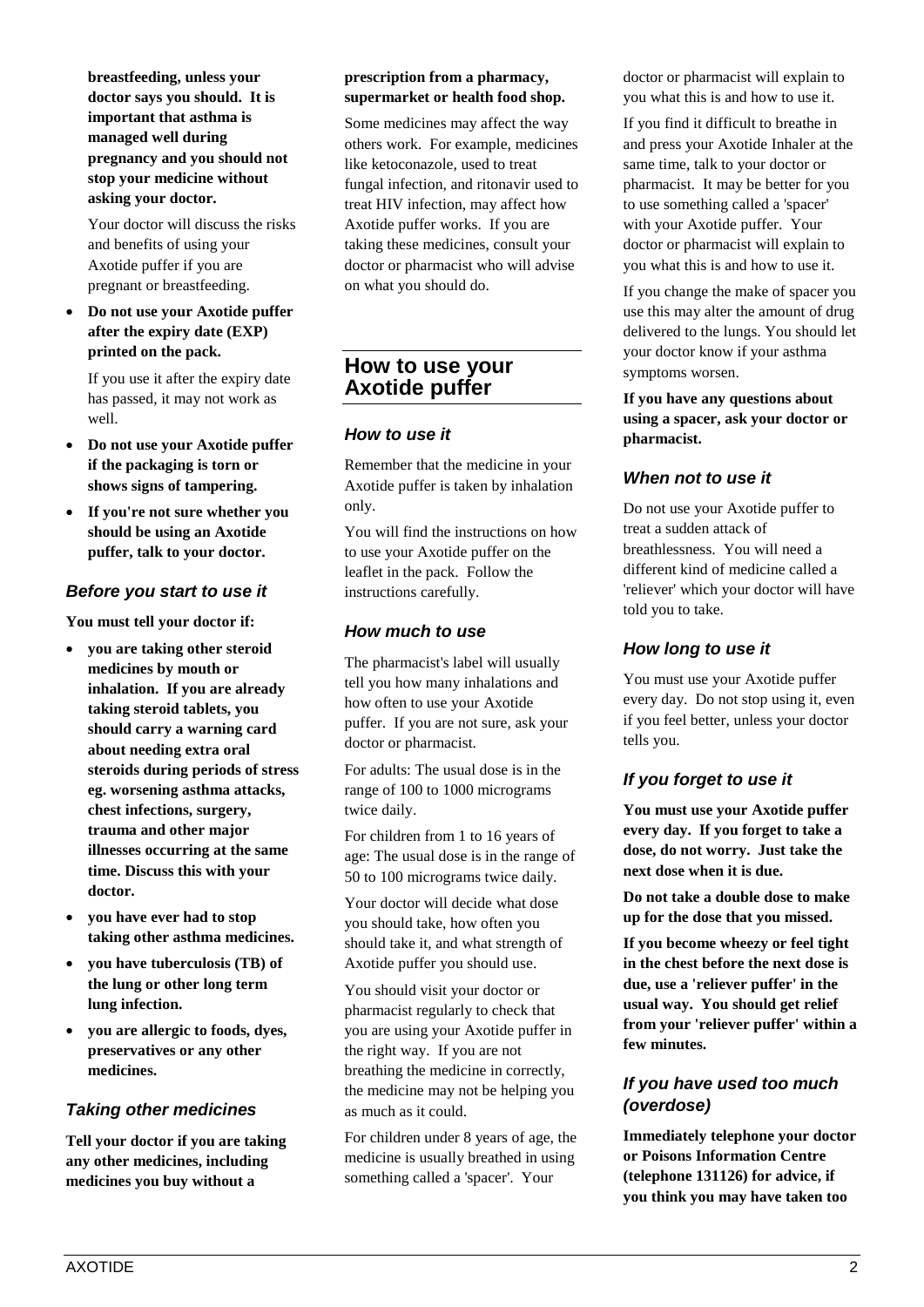**breastfeeding, unless your doctor says you should. It is important that asthma is managed well during pregnancy and you should not stop your medicine without asking your doctor.**

Your doctor will discuss the risks and benefits of using your Axotide puffer if you are pregnant or breastfeeding.

- **Do not use your Axotide puffer after the expiry date (EXP) printed on the pack.**

  If you use it after the expiry date has passed, it may not work as well.

- **Do not use your Axotide puffer if the packaging is torn or shows signs of tampering.**
- **If you're not sure whether you should be using an Axotide puffer, talk to your doctor.**

### *Before you start to use it*

**You must tell your doctor if:**

- **you are taking other steroid medicines by mouth or inhalation. If you are already taking steroid tablets, you should carry a warning card about needing extra oral steroids during periods of stress eg. worsening asthma attacks, chest infections, surgery, trauma and other major illnesses occurring at the same time. Discuss this with your doctor.**
- **you have ever had to stop taking other asthma medicines.**
- **you have tuberculosis (TB) of the lung or other long term lung infection.**
- **you are allergic to foods, dyes, preservatives or any other medicines.**

### *Taking other medicines*

**Tell your doctor if you are taking any other medicines, including medicines you buy without a prescription from a pharmacy, supermarket or health food shop.**

Some medicines may affect the way others work. For example, medicines like ketoconazole, used to treat fungal infection, and ritonavir used to treat HIV infection, may affect how Axotide puffer works. If you are taking these medicines, consult your doctor or pharmacist who will advise on what you should do.

## How to use your Axotide puffer

### *How to use it*

Remember that the medicine in your Axotide puffer is taken by inhalation only.

You will find the instructions on how to use your Axotide puffer on the leaflet in the pack. Follow the instructions carefully.

### *How much to use*

The pharmacist's label will usually tell you how many inhalations and how often to use your Axotide puffer. If you are not sure, ask your doctor or pharmacist.

For adults: The usual dose is in the range of 100 to 1000 micrograms twice daily.

For children from 1 to 16 years of age: The usual dose is in the range of 50 to 100 micrograms twice daily.

Your doctor will decide what dose you should take, how often you should take it, and what strength of Axotide puffer you should use.

You should visit your doctor or pharmacist regularly to check that you are using your Axotide puffer in the right way. If you are not breathing the medicine in correctly, the medicine may not be helping you as much as it could.

For children under 8 years of age, the medicine is usually breathed in using something called a 'spacer'. Your doctor or pharmacist will explain to you what this is and how to use it.

If you find it difficult to breathe in and press your Axotide Inhaler at the same time, talk to your doctor or pharmacist. It may be better for you to use something called a 'spacer' with your Axotide puffer. Your doctor or pharmacist will explain to you what this is and how to use it.

If you change the make of spacer you use this may alter the amount of drug delivered to the lungs. You should let your doctor know if your asthma symptoms worsen.

**If you have any questions about using a spacer, ask your doctor or pharmacist.**

### *When not to use it*

Do not use your Axotide puffer to treat a sudden attack of breathlessness. You will need a different kind of medicine called a 'reliever' which your doctor will have told you to take.

### *How long to use it*

You must use your Axotide puffer every day. Do not stop using it, even if you feel better, unless your doctor tells you.

### *If you forget to use it*

**You must use your Axotide puffer every day. If you forget to take a dose, do not worry. Just take the next dose when it is due.**

**Do not take a double dose to make up for the dose that you missed.**

**If you become wheezy or feel tight in the chest before the next dose is due, use a 'reliever puffer' in the usual way. You should get relief from your 'reliever puffer' within a few minutes.**

### *If you have used too much (overdose)*

**Immediately telephone your doctor or Poisons Information Centre (telephone 131126) for advice, if you think you may have taken too**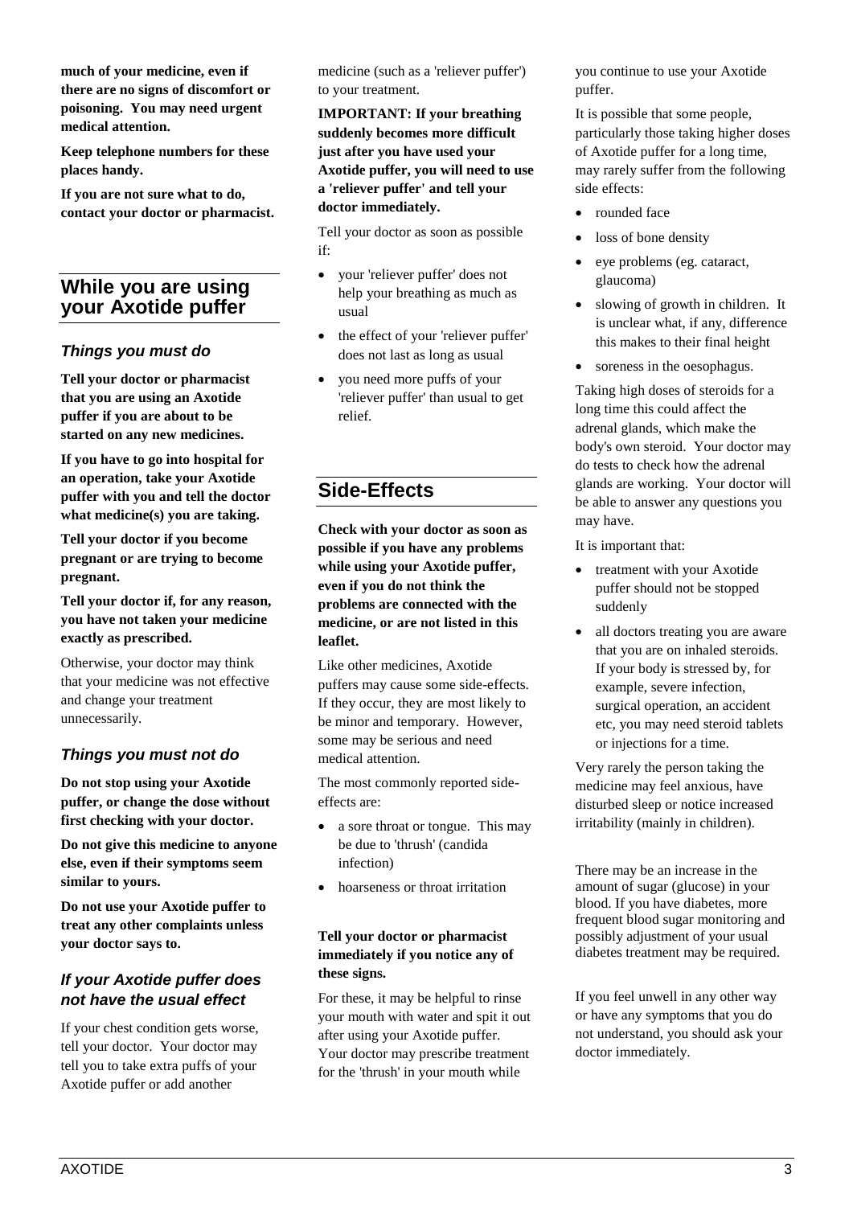**much of your medicine, even if there are no signs of discomfort or poisoning. You may need urgent medical attention.**

**Keep telephone numbers for these places handy.**

**If you are not sure what to do, contact your doctor or pharmacist.**

## While you are using your Axotide puffer

### *Things you must do*

**Tell your doctor or pharmacist that you are using an Axotide puffer if you are about to be started on any new medicines.**

**If you have to go into hospital for an operation, take your Axotide puffer with you and tell the doctor what medicine(s) you are taking.**

**Tell your doctor if you become pregnant or are trying to become pregnant.**

**Tell your doctor if, for any reason, you have not taken your medicine exactly as prescribed.**

Otherwise, your doctor may think that your medicine was not effective and change your treatment unnecessarily.

### *Things you must not do*

**Do not stop using your Axotide puffer, or change the dose without first checking with your doctor.**

**Do not give this medicine to anyone else, even if their symptoms seem similar to yours.**

**Do not use your Axotide puffer to treat any other complaints unless your doctor says to.**

### *If your Axotide puffer does not have the usual effect*

If your chest condition gets worse, tell your doctor. Your doctor may tell you to take extra puffs of your Axotide puffer or add another medicine (such as a 'reliever puffer') to your treatment.

**IMPORTANT: If your breathing suddenly becomes more difficult just after you have used your Axotide puffer, you will need to use a 'reliever puffer' and tell your doctor immediately.**

Tell your doctor as soon as possible if:

- your 'reliever puffer' does not help your breathing as much as usual
- the effect of your 'reliever puffer' does not last as long as usual
- you need more puffs of your 'reliever puffer' than usual to get relief.

## Side-Effects

**Check with your doctor as soon as possible if you have any problems while using your Axotide puffer, even if you do not think the problems are connected with the medicine, or are not listed in this leaflet.**

Like other medicines, Axotide puffers may cause some side-effects. If they occur, they are most likely to be minor and temporary. However, some may be serious and need medical attention.

The most commonly reported side-effects are:

- a sore throat or tongue. This may be due to 'thrush' (candida infection)
- hoarseness or throat irritation

**Tell your doctor or pharmacist immediately if you notice any of these signs.**

For these, it may be helpful to rinse your mouth with water and spit it out after using your Axotide puffer. Your doctor may prescribe treatment for the 'thrush' in your mouth while you continue to use your Axotide puffer.

It is possible that some people, particularly those taking higher doses of Axotide puffer for a long time, may rarely suffer from the following side effects:

- rounded face
- loss of bone density
- eye problems (eg. cataract, glaucoma)
- slowing of growth in children. It is unclear what, if any, difference this makes to their final height
- soreness in the oesophagus.

Taking high doses of steroids for a long time this could affect the adrenal glands, which make the body's own steroid. Your doctor may do tests to check how the adrenal glands are working. Your doctor will be able to answer any questions you may have.

It is important that:

- treatment with your Axotide puffer should not be stopped suddenly
- all doctors treating you are aware that you are on inhaled steroids. If your body is stressed by, for example, severe infection, surgical operation, an accident etc, you may need steroid tablets or injections for a time.

Very rarely the person taking the medicine may feel anxious, have disturbed sleep or notice increased irritability (mainly in children).

There may be an increase in the amount of sugar (glucose) in your blood. If you have diabetes, more frequent blood sugar monitoring and possibly adjustment of your usual diabetes treatment may be required.

If you feel unwell in any other way or have any symptoms that you do not understand, you should ask your doctor immediately.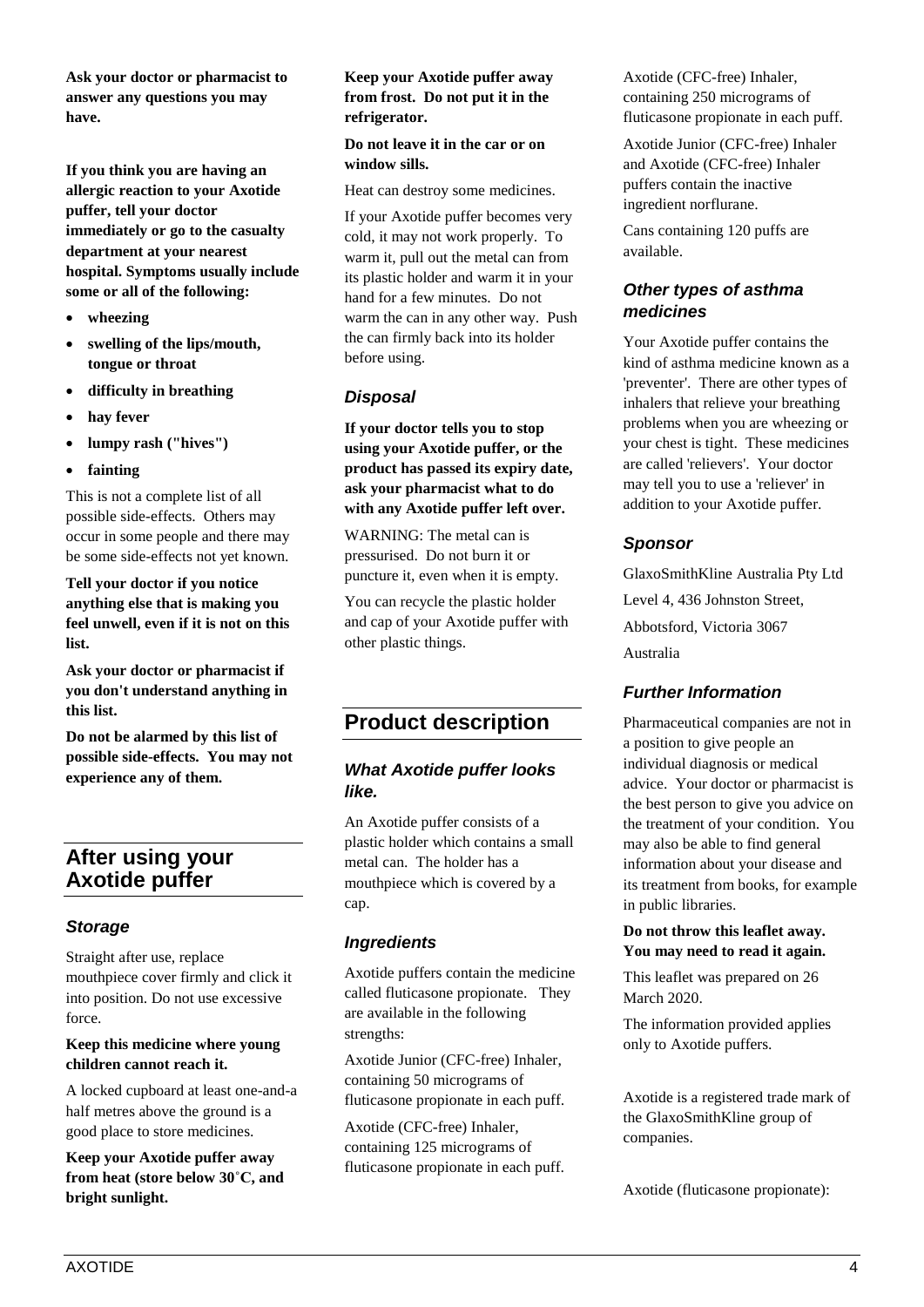**Ask your doctor or pharmacist to answer any questions you may have.**

**If you think you are having an allergic reaction to your Axotide puffer, tell your doctor immediately or go to the casualty department at your nearest hospital. Symptoms usually include some or all of the following:**

- **wheezing**
- **swelling of the lips/mouth, tongue or throat**
- **difficulty in breathing**
- **hay fever**
- **lumpy rash ("hives")**
- **fainting**

This is not a complete list of all possible side-effects. Others may occur in some people and there may be some side-effects not yet known.

**Tell your doctor if you notice anything else that is making you feel unwell, even if it is not on this list.**

**Ask your doctor or pharmacist if you don't understand anything in this list.**

**Do not be alarmed by this list of possible side-effects. You may not experience any of them.**

## After using your Axotide puffer

### *Storage*

Straight after use, replace mouthpiece cover firmly and click it into position. Do not use excessive force.

**Keep this medicine where young children cannot reach it.**

A locked cupboard at least one-and-a half metres above the ground is a good place to store medicines.

**Keep your Axotide puffer away from heat (store below 30˚C, and bright sunlight.**

**Keep your Axotide puffer away from frost. Do not put it in the refrigerator.**

**Do not leave it in the car or on window sills.**

Heat can destroy some medicines.

If your Axotide puffer becomes very cold, it may not work properly. To warm it, pull out the metal can from its plastic holder and warm it in your hand for a few minutes. Do not warm the can in any other way. Push the can firmly back into its holder before using.

### *Disposal*

**If your doctor tells you to stop using your Axotide puffer, or the product has passed its expiry date, ask your pharmacist what to do with any Axotide puffer left over.**

WARNING: The metal can is pressurised. Do not burn it or puncture it, even when it is empty.

You can recycle the plastic holder and cap of your Axotide puffer with other plastic things.

## Product description

### *What Axotide puffer looks like.*

An Axotide puffer consists of a plastic holder which contains a small metal can. The holder has a mouthpiece which is covered by a cap.

### *Ingredients*

Axotide puffers contain the medicine called fluticasone propionate. They are available in the following strengths:

Axotide Junior (CFC-free) Inhaler, containing 50 micrograms of fluticasone propionate in each puff.

Axotide (CFC-free) Inhaler, containing 125 micrograms of fluticasone propionate in each puff.

Axotide (CFC-free) Inhaler, containing 250 micrograms of fluticasone propionate in each puff.

Axotide Junior (CFC-free) Inhaler and Axotide (CFC-free) Inhaler puffers contain the inactive ingredient norflurane.

Cans containing 120 puffs are available.

### *Other types of asthma medicines*

Your Axotide puffer contains the kind of asthma medicine known as a 'preventer'. There are other types of inhalers that relieve your breathing problems when you are wheezing or your chest is tight. These medicines are called 'relievers'. Your doctor may tell you to use a 'reliever' in addition to your Axotide puffer.

### *Sponsor*

GlaxoSmithKline Australia Pty Ltd

Level 4, 436 Johnston Street,

Abbotsford, Victoria 3067

Australia

### *Further Information*

Pharmaceutical companies are not in a position to give people an individual diagnosis or medical advice. Your doctor or pharmacist is the best person to give you advice on the treatment of your condition. You may also be able to find general information about your disease and its treatment from books, for example in public libraries.

**Do not throw this leaflet away. You may need to read it again.**

This leaflet was prepared on 26 March 2020.

The information provided applies only to Axotide puffers.

Axotide is a registered trade mark of the GlaxoSmithKline group of companies.

Axotide (fluticasone propionate):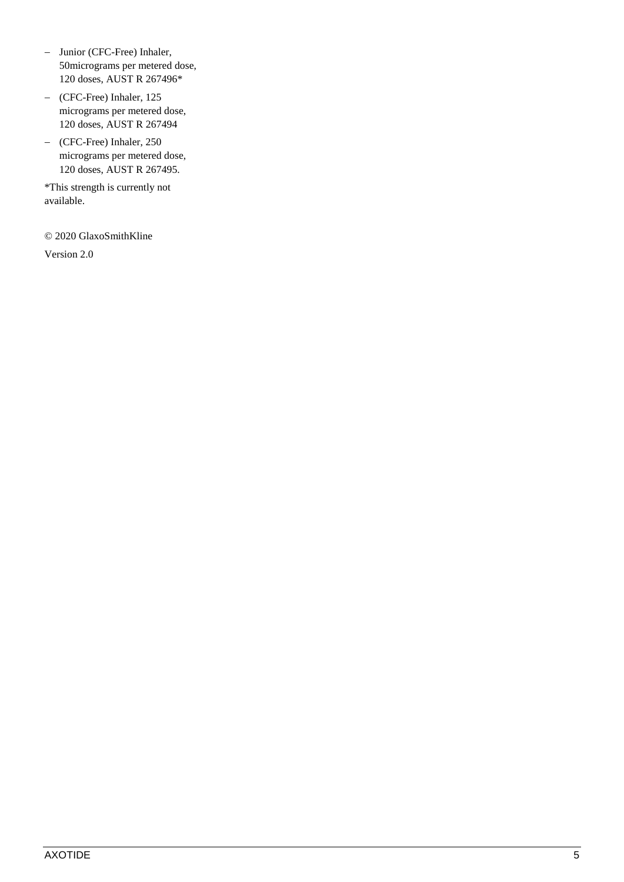- Junior (CFC-Free) Inhaler, 50micrograms per metered dose, 120 doses, AUST R 267496*
- (CFC-Free) Inhaler, 125 micrograms per metered dose, 120 doses, AUST R 267494
- (CFC-Free) Inhaler, 250 micrograms per metered dose, 120 doses, AUST R 267495.

*This strength is currently not available.

© 2020 GlaxoSmithKline

Version 2.0